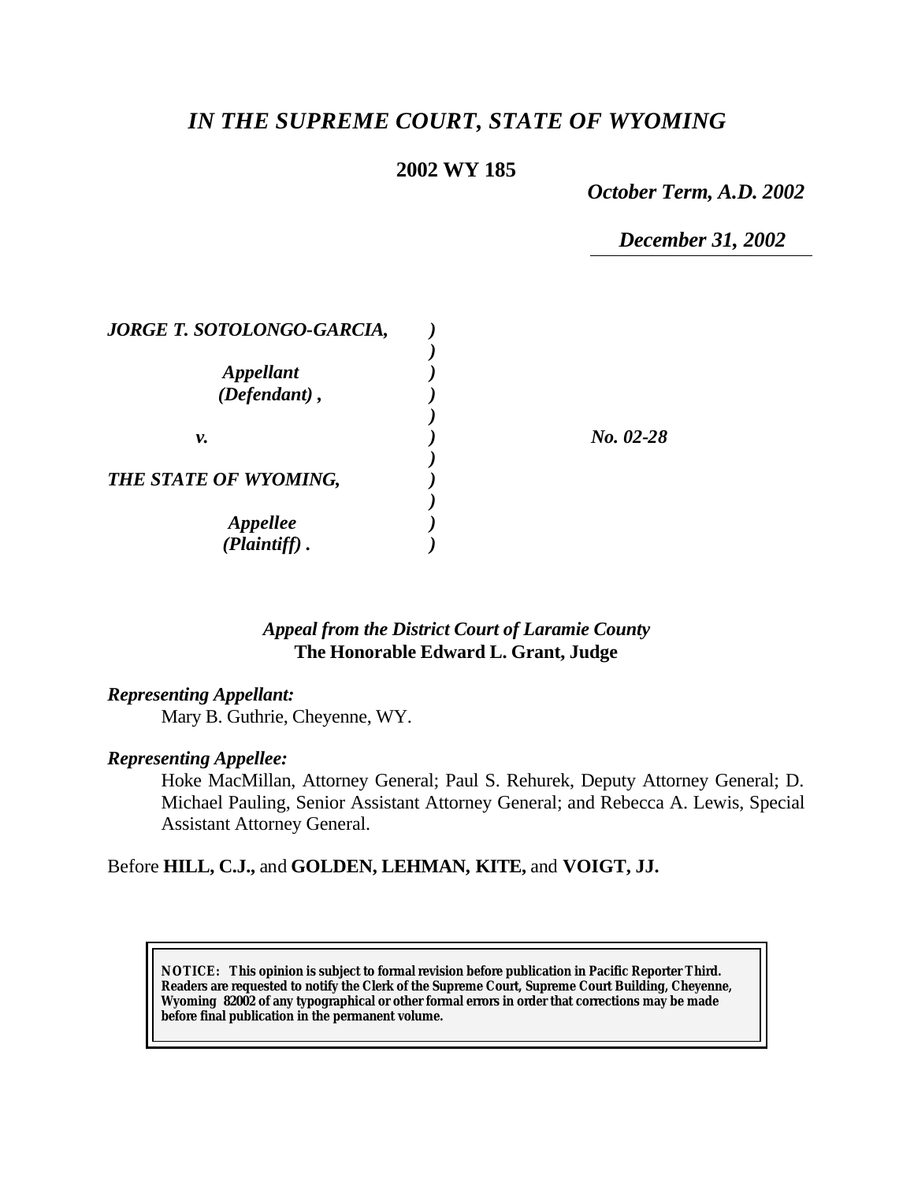# *IN THE SUPREME COURT, STATE OF WYOMING*

**2002 WY 185**

*October Term, A.D. 2002*

*December 31, 2002*

| | | |
|---|---|---|
| ***JORGE T. SOTOLONGO-GARCIA,*** | *)* | |
| | *)* | |
| ***Appellant*** | *)* | |
| ***(Defendant) ,*** | *)* | |
| | *)* | |
| ***v.*** | *)* | ***No. 02-28*** |
| | *)* | |
| ***THE STATE OF WYOMING,*** | *)* | |
| | *)* | |
| ***Appellee*** | *)* | |
| ***(Plaintiff) .*** | *)* | |

*Appeal from the District Court of Laramie County*
**The Honorable Edward L. Grant, Judge**

***Representing Appellant:***

Mary B. Guthrie, Cheyenne, WY.

***Representing Appellee:***

Hoke MacMillan, Attorney General; Paul S. Rehurek, Deputy Attorney General; D. Michael Pauling, Senior Assistant Attorney General; and Rebecca A. Lewis, Special Assistant Attorney General.

Before **HILL, C.J.,** and **GOLDEN, LEHMAN, KITE,** and **VOIGT, JJ.**

**NOTICE: This opinion is subject to formal revision before publication in Pacific Reporter Third. Readers are requested to notify the Clerk of the Supreme Court, Supreme Court Building, Cheyenne, Wyoming 82002 of any typographical or other formal errors in order that corrections may be made before final publication in the permanent volume.**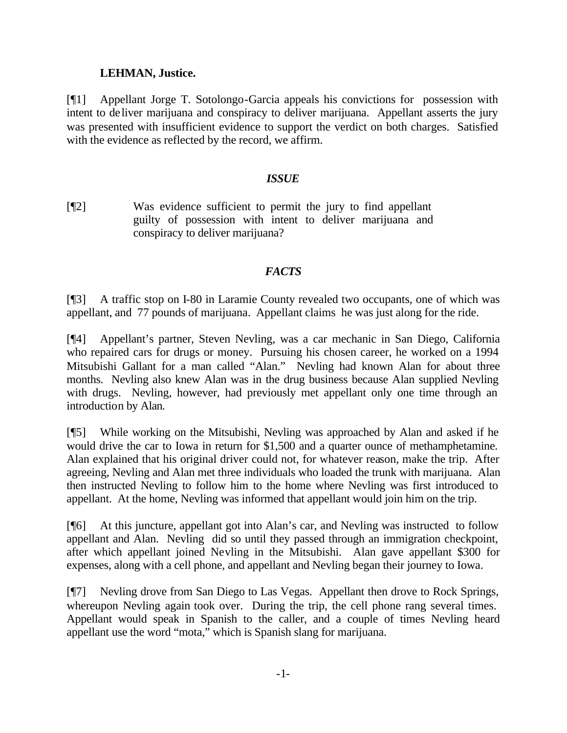**LEHMAN, Justice.**

[¶1] Appellant Jorge T. Sotolongo-Garcia appeals his convictions for possession with intent to deliver marijuana and conspiracy to deliver marijuana. Appellant asserts the jury was presented with insufficient evidence to support the verdict on both charges. Satisfied with the evidence as reflected by the record, we affirm.

## *ISSUE*

[¶2] Was evidence sufficient to permit the jury to find appellant guilty of possession with intent to deliver marijuana and conspiracy to deliver marijuana?

## *FACTS*

[¶3] A traffic stop on I-80 in Laramie County revealed two occupants, one of which was appellant, and 77 pounds of marijuana. Appellant claims he was just along for the ride.

[¶4] Appellant's partner, Steven Nevling, was a car mechanic in San Diego, California who repaired cars for drugs or money. Pursuing his chosen career, he worked on a 1994 Mitsubishi Gallant for a man called "Alan." Nevling had known Alan for about three months. Nevling also knew Alan was in the drug business because Alan supplied Nevling with drugs. Nevling, however, had previously met appellant only one time through an introduction by Alan.

[¶5] While working on the Mitsubishi, Nevling was approached by Alan and asked if he would drive the car to Iowa in return for $1,500 and a quarter ounce of methamphetamine. Alan explained that his original driver could not, for whatever reason, make the trip. After agreeing, Nevling and Alan met three individuals who loaded the trunk with marijuana. Alan then instructed Nevling to follow him to the home where Nevling was first introduced to appellant. At the home, Nevling was informed that appellant would join him on the trip.

[¶6] At this juncture, appellant got into Alan's car, and Nevling was instructed to follow appellant and Alan. Nevling did so until they passed through an immigration checkpoint, after which appellant joined Nevling in the Mitsubishi. Alan gave appellant $300 for expenses, along with a cell phone, and appellant and Nevling began their journey to Iowa.

[¶7] Nevling drove from San Diego to Las Vegas. Appellant then drove to Rock Springs, whereupon Nevling again took over. During the trip, the cell phone rang several times. Appellant would speak in Spanish to the caller, and a couple of times Nevling heard appellant use the word "mota," which is Spanish slang for marijuana.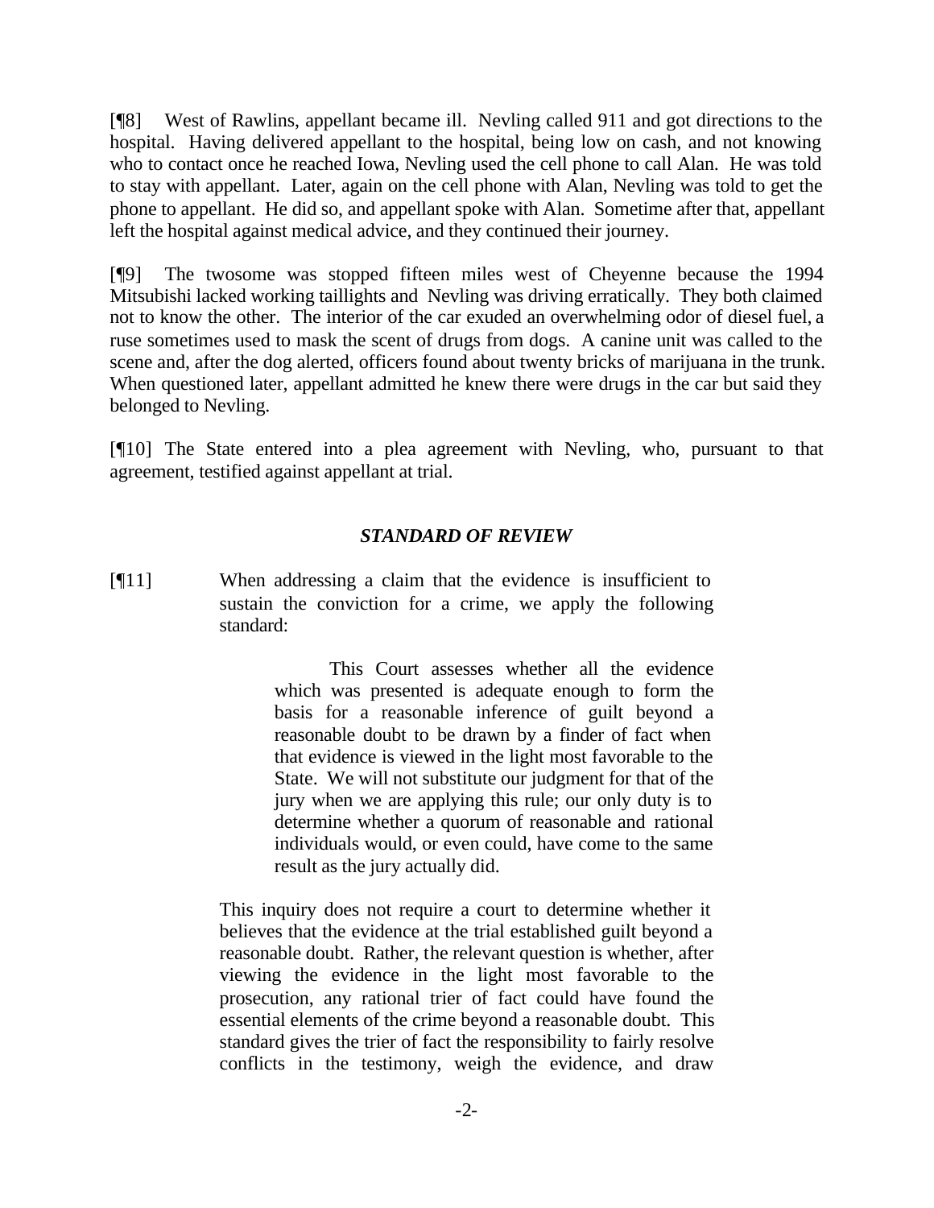[¶8] West of Rawlins, appellant became ill. Nevling called 911 and got directions to the hospital. Having delivered appellant to the hospital, being low on cash, and not knowing who to contact once he reached Iowa, Nevling used the cell phone to call Alan. He was told to stay with appellant. Later, again on the cell phone with Alan, Nevling was told to get the phone to appellant. He did so, and appellant spoke with Alan. Sometime after that, appellant left the hospital against medical advice, and they continued their journey.

[¶9] The twosome was stopped fifteen miles west of Cheyenne because the 1994 Mitsubishi lacked working taillights and Nevling was driving erratically. They both claimed not to know the other. The interior of the car exuded an overwhelming odor of diesel fuel, a ruse sometimes used to mask the scent of drugs from dogs. A canine unit was called to the scene and, after the dog alerted, officers found about twenty bricks of marijuana in the trunk. When questioned later, appellant admitted he knew there were drugs in the car but said they belonged to Nevling.

[¶10] The State entered into a plea agreement with Nevling, who, pursuant to that agreement, testified against appellant at trial.

### *STANDARD OF REVIEW*

[¶11] When addressing a claim that the evidence is insufficient to sustain the conviction for a crime, we apply the following standard:

> > This Court assesses whether all the evidence which was presented is adequate enough to form the basis for a reasonable inference of guilt beyond a reasonable doubt to be drawn by a finder of fact when that evidence is viewed in the light most favorable to the State. We will not substitute our judgment for that of the jury when we are applying this rule; our only duty is to determine whether a quorum of reasonable and rational individuals would, or even could, have come to the same result as the jury actually did.
>
> This inquiry does not require a court to determine whether it believes that the evidence at the trial established guilt beyond a reasonable doubt. Rather, the relevant question is whether, after viewing the evidence in the light most favorable to the prosecution, any rational trier of fact could have found the essential elements of the crime beyond a reasonable doubt. This standard gives the trier of fact the responsibility to fairly resolve conflicts in the testimony, weigh the evidence, and draw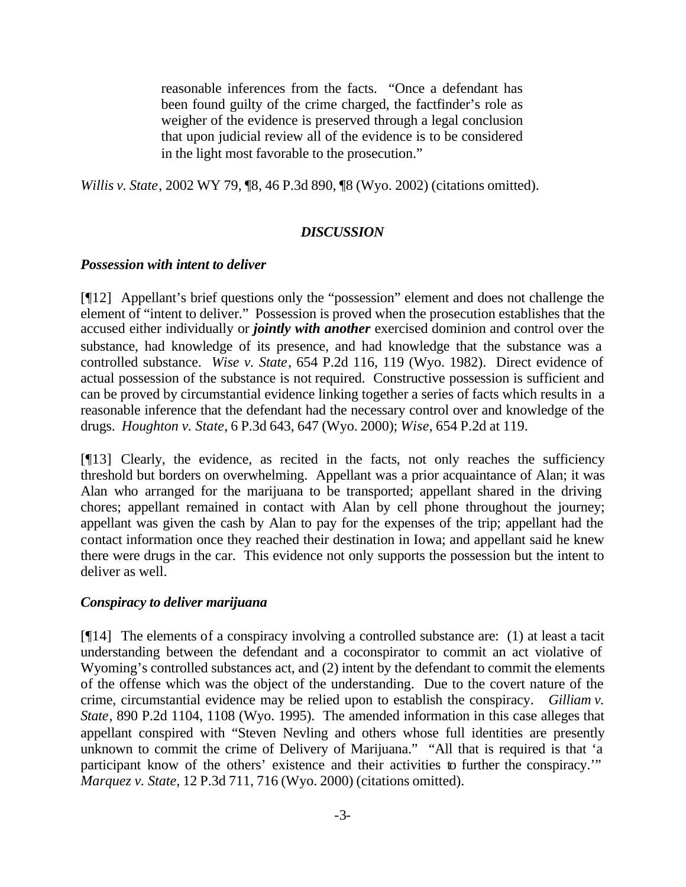> reasonable inferences from the facts. "Once a defendant has been found guilty of the crime charged, the factfinder's role as weigher of the evidence is preserved through a legal conclusion that upon judicial review all of the evidence is to be considered in the light most favorable to the prosecution."

*Willis v. State*, 2002 WY 79, ¶8, 46 P.3d 890, ¶8 (Wyo. 2002) (citations omitted).

### *DISCUSSION*

#### *Possession with intent to deliver*

[¶12] Appellant's brief questions only the "possession" element and does not challenge the element of "intent to deliver." Possession is proved when the prosecution establishes that the accused either individually or ***jointly with another*** exercised dominion and control over the substance, had knowledge of its presence, and had knowledge that the substance was a controlled substance. *Wise v. State*, 654 P.2d 116, 119 (Wyo. 1982). Direct evidence of actual possession of the substance is not required. Constructive possession is sufficient and can be proved by circumstantial evidence linking together a series of facts which results in a reasonable inference that the defendant had the necessary control over and knowledge of the drugs. *Houghton v. State*, 6 P.3d 643, 647 (Wyo. 2000); *Wise*, 654 P.2d at 119.

[¶13] Clearly, the evidence, as recited in the facts, not only reaches the sufficiency threshold but borders on overwhelming. Appellant was a prior acquaintance of Alan; it was Alan who arranged for the marijuana to be transported; appellant shared in the driving chores; appellant remained in contact with Alan by cell phone throughout the journey; appellant was given the cash by Alan to pay for the expenses of the trip; appellant had the contact information once they reached their destination in Iowa; and appellant said he knew there were drugs in the car. This evidence not only supports the possession but the intent to deliver as well.

#### *Conspiracy to deliver marijuana*

[¶14] The elements of a conspiracy involving a controlled substance are: (1) at least a tacit understanding between the defendant and a coconspirator to commit an act violative of Wyoming's controlled substances act, and (2) intent by the defendant to commit the elements of the offense which was the object of the understanding. Due to the covert nature of the crime, circumstantial evidence may be relied upon to establish the conspiracy. *Gilliam v. State*, 890 P.2d 1104, 1108 (Wyo. 1995). The amended information in this case alleges that appellant conspired with "Steven Nevling and others whose full identities are presently unknown to commit the crime of Delivery of Marijuana." "All that is required is that 'a participant know of the others' existence and their activities to further the conspiracy.'" *Marquez v. State*, 12 P.3d 711, 716 (Wyo. 2000) (citations omitted).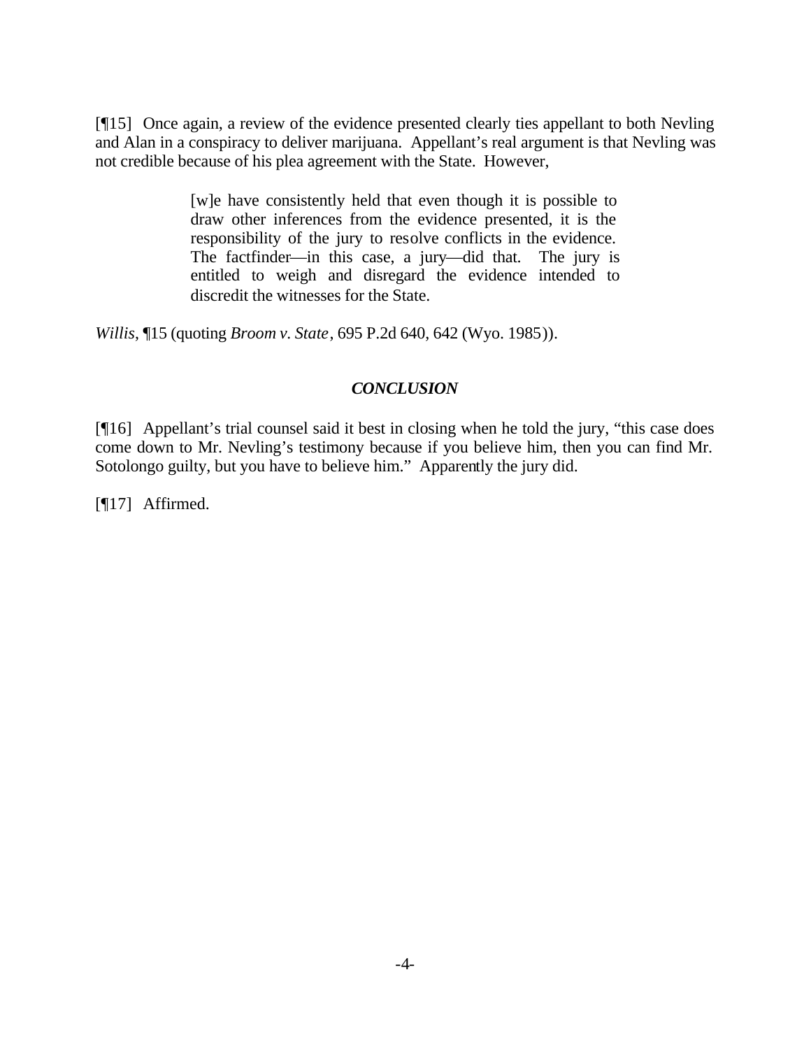[¶15] Once again, a review of the evidence presented clearly ties appellant to both Nevling and Alan in a conspiracy to deliver marijuana. Appellant's real argument is that Nevling was not credible because of his plea agreement with the State. However,

> [w]e have consistently held that even though it is possible to draw other inferences from the evidence presented, it is the responsibility of the jury to resolve conflicts in the evidence. The factfinder—in this case, a jury—did that. The jury is entitled to weigh and disregard the evidence intended to discredit the witnesses for the State.

*Willis*, ¶15 (quoting *Broom v. State*, 695 P.2d 640, 642 (Wyo. 1985)).

## ***CONCLUSION***

[¶16] Appellant's trial counsel said it best in closing when he told the jury, "this case does come down to Mr. Nevling's testimony because if you believe him, then you can find Mr. Sotolongo guilty, but you have to believe him." Apparently the jury did.

[¶17] Affirmed.